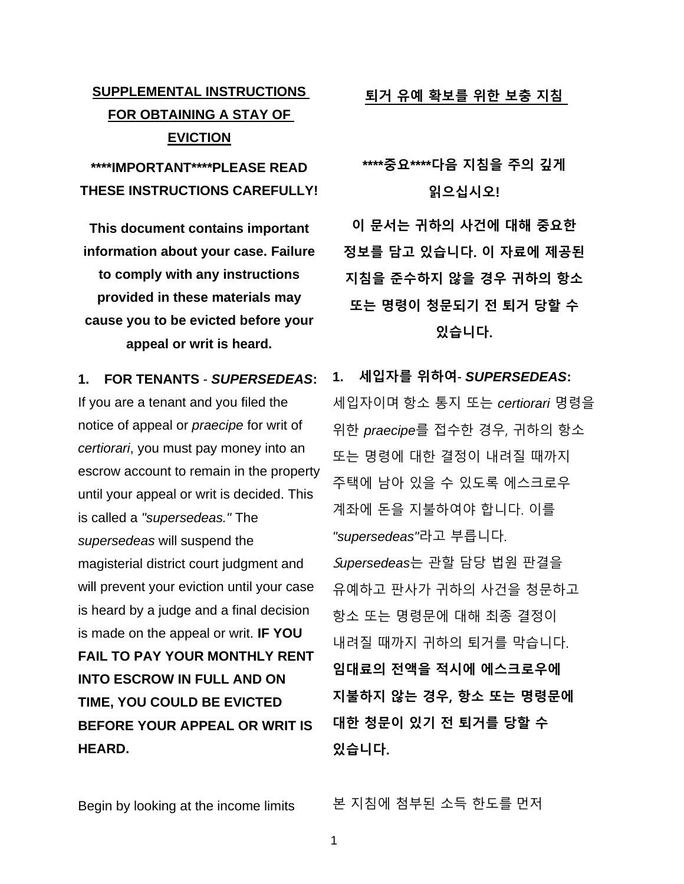## SUPPLEMENTAL INSTRUCTIONS FOR OBTAINING A STAY OF EVICTION

**\*\*\*\*IMPORTANT\*\*\*\*PLEASE READ THESE INSTRUCTIONS CAREFULLY!**

**This document contains important information about your case. Failure to comply with any instructions provided in these materials may cause you to be evicted before your appeal or writ is heard.**

**1. FOR TENANTS** - ***SUPERSEDEAS*****:** If you are a tenant and you filed the notice of appeal or *praecipe* for writ of *certiorari*, you must pay money into an escrow account to remain in the property until your appeal or writ is decided. This is called a *"supersedeas."* The *supersedeas* will suspend the magisterial district court judgment and will prevent your eviction until your case is heard by a judge and a final decision is made on the appeal or writ. **IF YOU FAIL TO PAY YOUR MONTHLY RENT INTO ESCROW IN FULL AND ON TIME, YOU COULD BE EVICTED BEFORE YOUR APPEAL OR WRIT IS HEARD.**

Begin by looking at the income limits

## 퇴거 유예 확보를 위한 보충 지침

**\*\*\*\*중요\*\*\*\*다음 지침을 주의 깊게 읽으십시오!**

**이 문서는 귀하의 사건에 대해 중요한 정보를 담고 있습니다. 이 자료에 제공된 지침을 준수하지 않을 경우 귀하의 항소 또는 명령이 청문되기 전 퇴거 당할 수 있습니다.**

**1. 세입자를 위하여**- ***SUPERSEDEAS*****:** 세입자이며 항소 통지 또는 *certiorari* 명령을 위한 *praecipe*를 접수한 경우, 귀하의 항소 또는 명령에 대한 결정이 내려질 때까지 주택에 남아 있을 수 있도록 에스크로우 계좌에 돈을 지불하여야 합니다. 이를 *"supersedeas"*라고 부릅니다. *Supersedeas*는 관할 담당 법원 판결을 유예하고 판사가 귀하의 사건을 청문하고 항소 또는 명령문에 대해 최종 결정이 내려질 때까지 귀하의 퇴거를 막습니다. **임대료의 전액을 적시에 에스크로우에 지불하지 않는 경우, 항소 또는 명령문에 대한 청문이 있기 전 퇴거를 당할 수 있습니다.**

본 지침에 첨부된 소득 한도를 먼저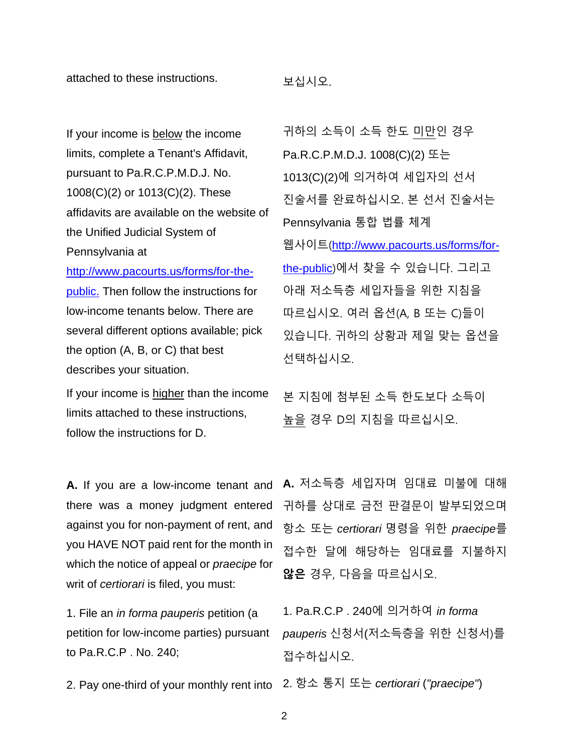attached to these instructions.

보십시오.

If your income is below the income limits, complete a Tenant's Affidavit, pursuant to Pa.R.C.P.M.D.J. No. 1008(C)(2) or 1013(C)(2). These affidavits are available on the website of the Unified Judicial System of Pennsylvania at [http://www.pacourts.us/forms/for-the-public.](http://www.pacourts.us/forms/for-the-public) Then follow the instructions for low-income tenants below. There are several different options available; pick the option (A, B, or C) that best describes your situation.

귀하의 소득이 소득 한도 미만인 경우 Pa.R.C.P.M.D.J. 1008(C)(2) 또는 1013(C)(2)에 의거하여 세입자의 선서 진술서를 완료하십시오. 본 선서 진술서는 Pennsylvania 통합 법률 체계 웹사이트([http://www.pacourts.us/forms/for-the-public](http://www.pacourts.us/forms/for-the-public))에서 찾을 수 있습니다. 그리고 아래 저소득층 세입자들을 위한 지침을 따르십시오. 여러 옵션(A, B 또는 C)들이 있습니다. 귀하의 상황과 제일 맞는 옵션을 선택하십시오.

If your income is higher than the income limits attached to these instructions, follow the instructions for D.

본 지침에 첨부된 소득 한도보다 소득이 높을 경우 D의 지침을 따르십시오.

**A.** If you are a low-income tenant and there was a money judgment entered against you for non-payment of rent, and you HAVE NOT paid rent for the month in which the notice of appeal or *praecipe* for writ of *certiorari* is filed, you must:

**A.** 저소득층 세입자며 임대료 미불에 대해 귀하를 상대로 금전 판결문이 발부되었으며 항소 또는 *certiorari* 명령을 위한 *praecipe*를 접수한 달에 해당하는 임대료를 지불하지 **않은** 경우, 다음을 따르십시오.

1. File an *in forma pauperis* petition (a petition for low-income parties) pursuant to Pa.R.C.P . No. 240;

1. Pa.R.C.P . 240에 의거하여 *in forma pauperis* 신청서(저소득층을 위한 신청서)를 접수하십시오.

2. Pay one-third of your monthly rent into

2. 항소 통지 또는 *certiorari* (*"praecipe"*)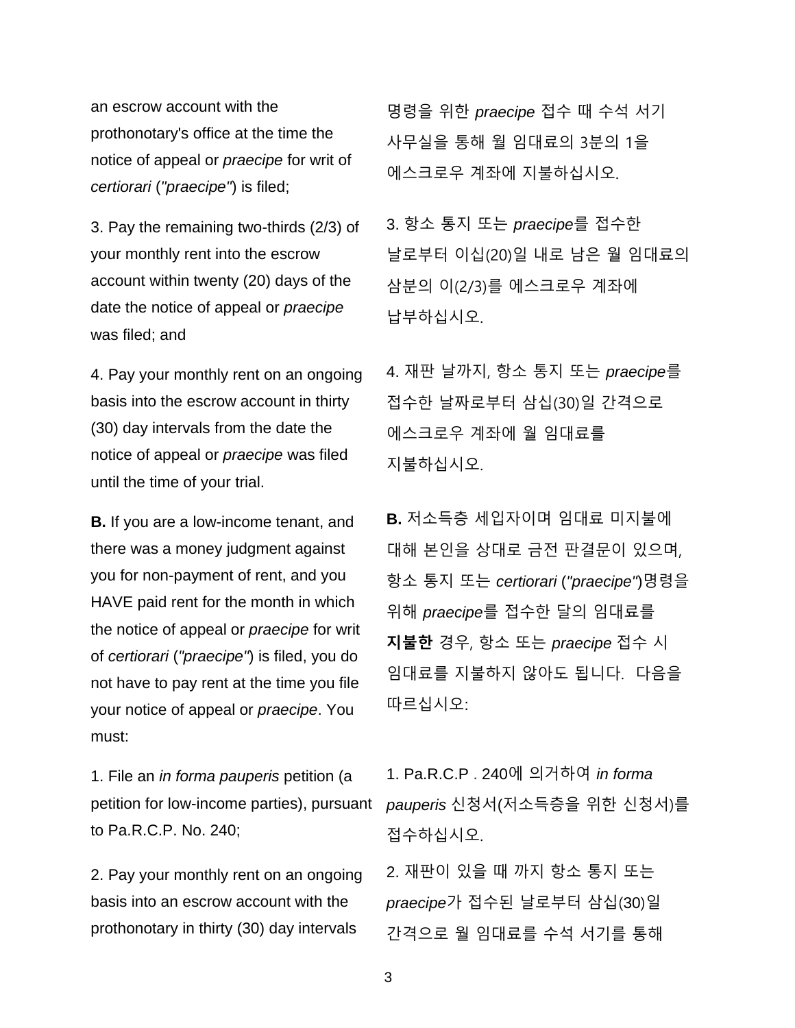an escrow account with the prothonotary's office at the time the notice of appeal or *praecipe* for writ of *certiorari* (*"praecipe"*) is filed;

명령을 위한 *praecipe* 접수 때 수석 서기 사무실을 통해 월 임대료의 3분의 1을 에스크로우 계좌에 지불하십시오.

3. Pay the remaining two-thirds (2/3) of your monthly rent into the escrow account within twenty (20) days of the date the notice of appeal or *praecipe* was filed; and

3. 항소 통지 또는 *praecipe*를 접수한 날로부터 이십(20)일 내로 남은 월 임대료의 삼분의 이(2/3)를 에스크로우 계좌에 납부하십시오.

4. Pay your monthly rent on an ongoing basis into the escrow account in thirty (30) day intervals from the date the notice of appeal or *praecipe* was filed until the time of your trial.

4. 재판 날까지, 항소 통지 또는 *praecipe*를 접수한 날짜로부터 삼십(30)일 간격으로 에스크로우 계좌에 월 임대료를 지불하십시오.

**B.** If you are a low-income tenant, and there was a money judgment against you for non-payment of rent, and you HAVE paid rent for the month in which the notice of appeal or *praecipe* for writ of *certiorari* (*"praecipe"*) is filed, you do not have to pay rent at the time you file your notice of appeal or *praecipe*. You must:

**B.** 저소득층 세입자이며 임대료 미지불에 대해 본인을 상대로 금전 판결문이 있으며, 항소 통지 또는 *certiorari* (*"praecipe"*)명령을 위해 *praecipe*를 접수한 달의 임대료를 **지불한** 경우, 항소 또는 *praecipe* 접수 시 임대료를 지불하지 않아도 됩니다. 다음을 따르십시오:

1. File an *in forma pauperis* petition (a petition for low-income parties), pursuant to Pa.R.C.P. No. 240;

1. Pa.R.C.P . 240에 의거하여 *in forma pauperis* 신청서(저소득층을 위한 신청서)를 접수하십시오.

2. Pay your monthly rent on an ongoing basis into an escrow account with the prothonotary in thirty (30) day intervals

2. 재판이 있을 때 까지 항소 통지 또는 *praecipe*가 접수된 날로부터 삼십(30)일 간격으로 월 임대료를 수석 서기를 통해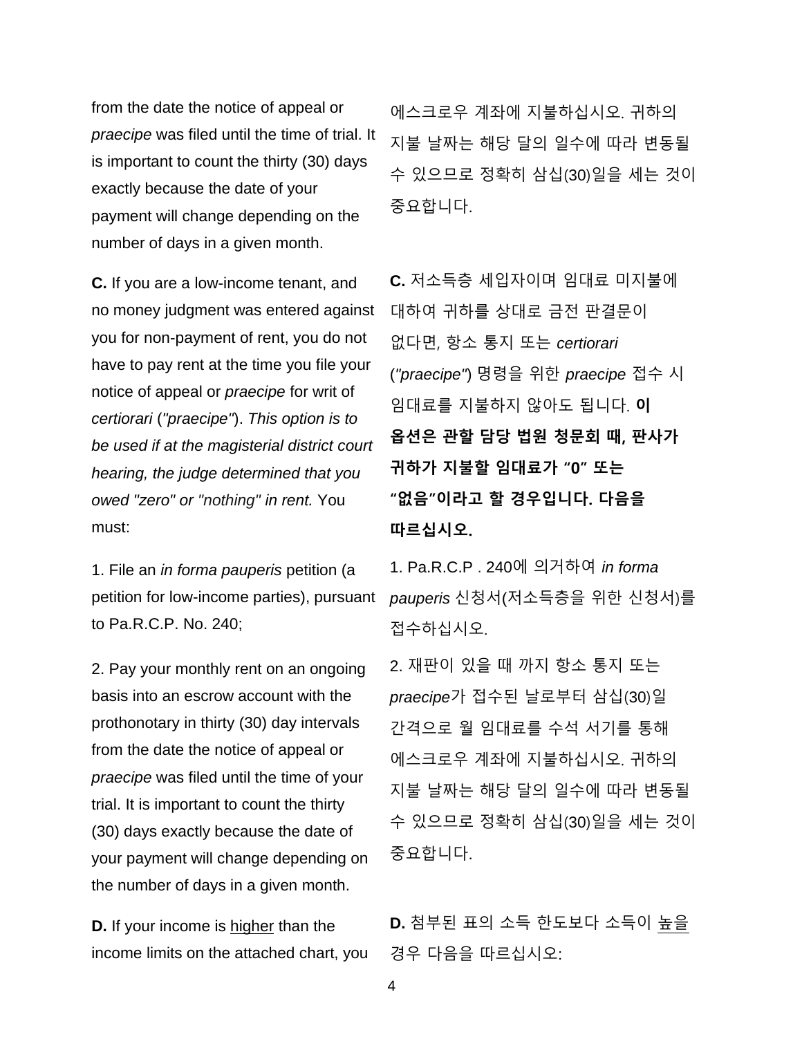from the date the notice of appeal or *praecipe* was filed until the time of trial. It is important to count the thirty (30) days exactly because the date of your payment will change depending on the number of days in a given month.

에스크로우 계좌에 지불하십시오. 귀하의 지불 날짜는 해당 달의 일수에 따라 변동될 수 있으므로 정확히 삼십(30)일을 세는 것이 중요합니다.

**C.** If you are a low-income tenant, and no money judgment was entered against you for non-payment of rent, you do not have to pay rent at the time you file your notice of appeal or *praecipe* for writ of *certiorari* (*"praecipe"*). *This option is to be used if at the magisterial district court hearing, the judge determined that you owed "zero" or "nothing" in rent.* You must:

1. File an *in forma pauperis* petition (a petition for low-income parties), pursuant to Pa.R.C.P. No. 240;

2. Pay your monthly rent on an ongoing basis into an escrow account with the prothonotary in thirty (30) day intervals from the date the notice of appeal or *praecipe* was filed until the time of your trial. It is important to count the thirty (30) days exactly because the date of your payment will change depending on the number of days in a given month.

**C.** 저소득층 세입자이며 임대료 미지불에 대하여 귀하를 상대로 금전 판결문이 없다면, 항소 통지 또는 *certiorari* (*"praecipe"*) 명령을 위한 *praecipe* 접수 시 임대료를 지불하지 않아도 됩니다. **이 옵션은 관할 담당 법원 청문회 때, 판사가 귀하가 지불할 임대료가 "0" 또는 "없음"이라고 할 경우입니다. 다음을 따르십시오.**

1. Pa.R.C.P . 240에 의거하여 *in forma pauperis* 신청서(저소득층을 위한 신청서)를 접수하십시오.

2. 재판이 있을 때 까지 항소 통지 또는 *praecipe*가 접수된 날로부터 삼십(30)일 간격으로 월 임대료를 수석 서기를 통해 에스크로우 계좌에 지불하십시오. 귀하의 지불 날짜는 해당 달의 일수에 따라 변동될 수 있으므로 정확히 삼십(30)일을 세는 것이 중요합니다.

**D.** If your income is <u>higher</u> than the income limits on the attached chart, you

**D.** 첨부된 표의 소득 한도보다 소득이 <u>높을</u> 경우 다음을 따르십시오: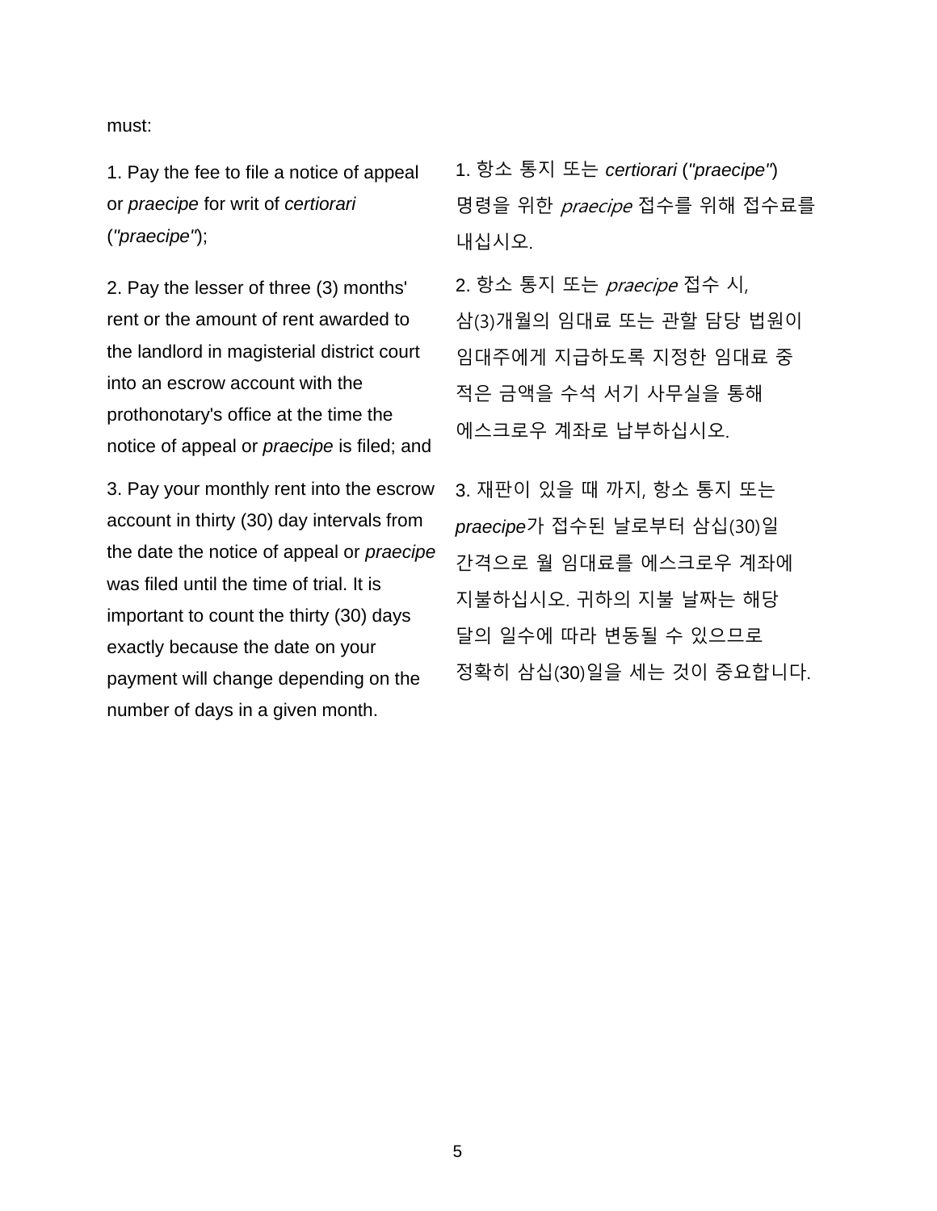must:

1. Pay the fee to file a notice of appeal or *praecipe* for writ of *certiorari* (*"praecipe"*);

2. Pay the lesser of three (3) months' rent or the amount of rent awarded to the landlord in magisterial district court into an escrow account with the prothonotary's office at the time the notice of appeal or *praecipe* is filed; and

3. Pay your monthly rent into the escrow account in thirty (30) day intervals from the date the notice of appeal or *praecipe* was filed until the time of trial. It is important to count the thirty (30) days exactly because the date on your payment will change depending on the number of days in a given month.

1. 항소 통지 또는 *certiorari* (*"praecipe"*) 명령을 위한 *praecipe* 접수를 위해 접수료를 내십시오.

2. 항소 통지 또는 *praecipe* 접수 시, 삼(3)개월의 임대료 또는 관할 담당 법원이 임대주에게 지급하도록 지정한 임대료 중 적은 금액을 수석 서기 사무실을 통해 에스크로우 계좌로 납부하십시오.

3. 재판이 있을 때 까지, 항소 통지 또는 *praecipe*가 접수된 날로부터 삼십(30)일 간격으로 월 임대료를 에스크로우 계좌에 지불하십시오. 귀하의 지불 날짜는 해당 달의 일수에 따라 변동될 수 있으므로 정확히 삼십(30)일을 세는 것이 중요합니다.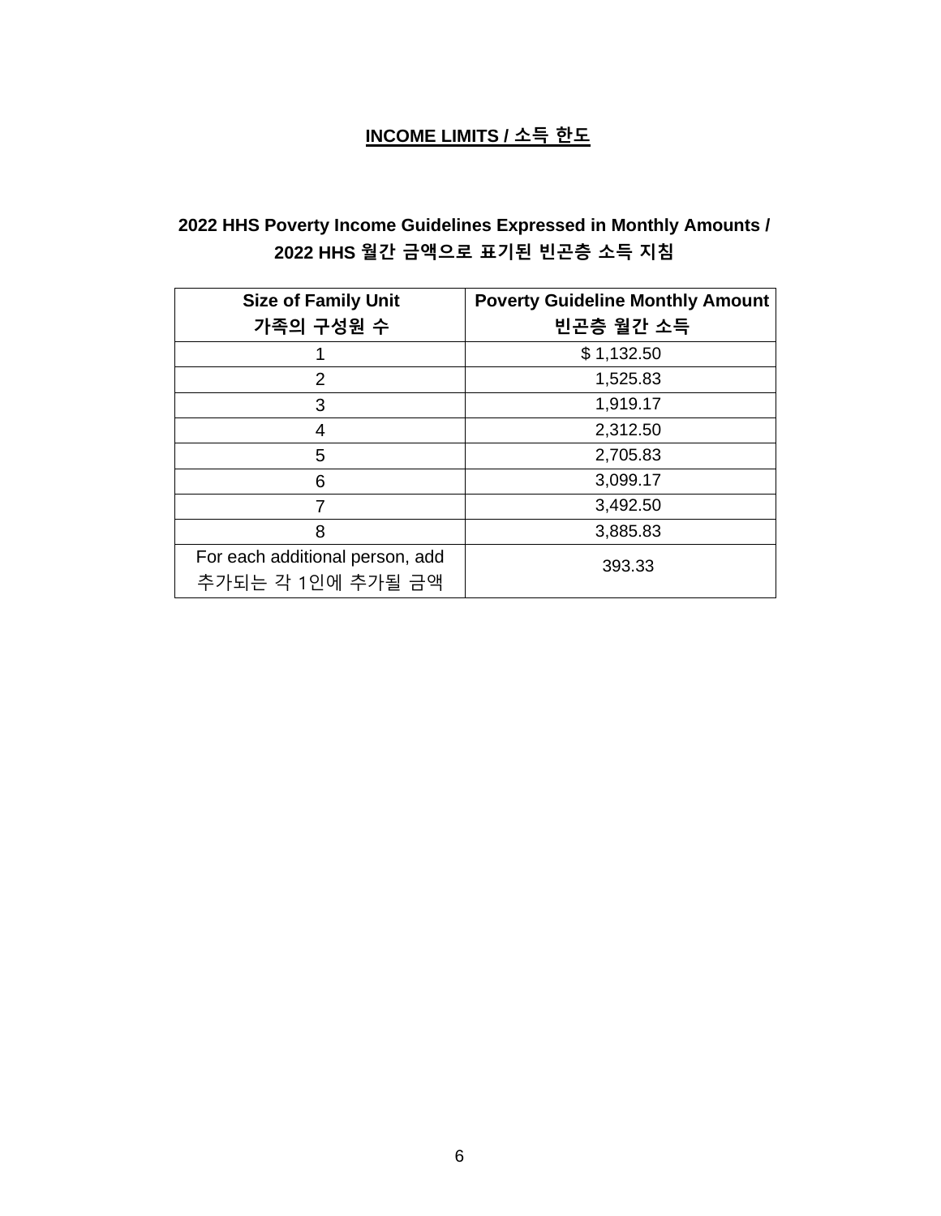## INCOME LIMITS / 소득 한도

### 2022 HHS Poverty Income Guidelines Expressed in Monthly Amounts / 2022 HHS 월간 금액으로 표기된 빈곤층 소득 지침

| Size of Family Unit<br>가족의 구성원 수 | Poverty Guideline Monthly Amount<br>빈곤층 월간 소득 |
|---|---|
| 1 | $ 1,132.50 |
| 2 | 1,525.83 |
| 3 | 1,919.17 |
| 4 | 2,312.50 |
| 5 | 2,705.83 |
| 6 | 3,099.17 |
| 7 | 3,492.50 |
| 8 | 3,885.83 |
| For each additional person, add<br>추가되는 각 1인에 추가될 금액 | 393.33 |